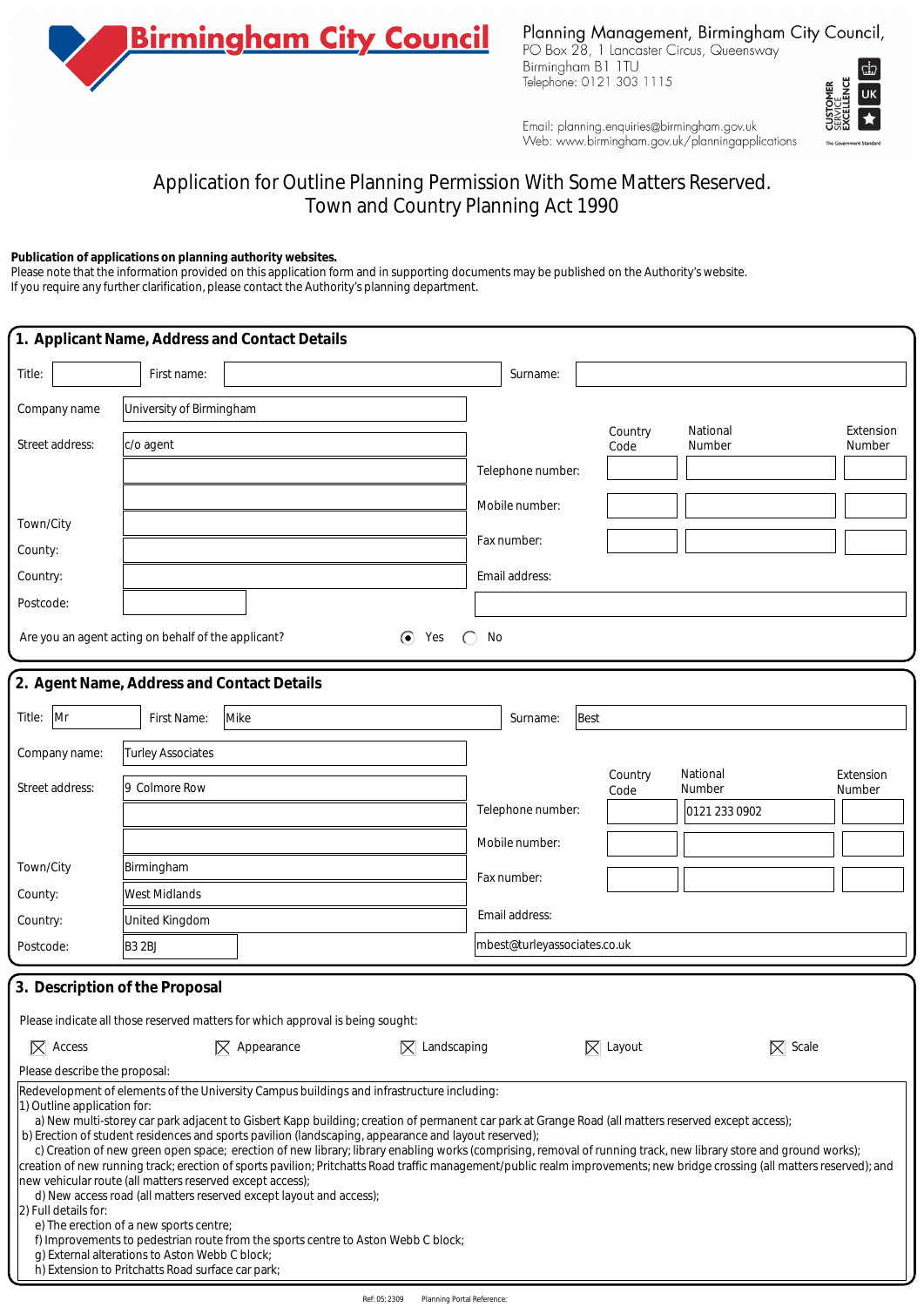**Birmingham City Council**

Planning Management, Birmingham City Council,
PO Box 28, 1 Lancaster Circus, Queensway
Birmingham B1 1TU
Telephone: 0121 303 1115

Email: planning.enquiries@birmingham.gov.uk
Web: www.birmingham.gov.uk/planningapplications

# Application for Outline Planning Permission With Some Matters Reserved.
# Town and Country Planning Act 1990

**Publication of applications on planning authority websites.**
Please note that the information provided on this application form and in supporting documents may be published on the Authority's website.
If you require any further clarification, please contact the Authority's planning department.

## 1. Applicant Name, Address and Contact Details

Title:
First name:
Surname:

Company name: University of Birmingham

Street address: c/o agent

Town/City:
County:
Country:
Postcode:

| | Country Code | National Number | Extension Number |
|---|---|---|---|
| Telephone number: | | | |
| Mobile number: | | | |
| Fax number: | | | |

Email address:

Are you an agent acting on behalf of the applicant? (•) Yes ( ) No

## 2. Agent Name, Address and Contact Details

Title: Mr
First Name: Mike
Surname: Best

Company name: Turley Associates

Street address: 9 Colmore Row

Town/City: Birmingham
County: West Midlands
Country: United Kingdom
Postcode: B3 2BJ

| | Country Code | National Number | Extension Number |
|---|---|---|---|
| Telephone number: | | 0121 233 0902 | |
| Mobile number: | | | |
| Fax number: | | | |

Email address: mbest@turleyassociates.co.uk

## 3. Description of the Proposal

Please indicate all those reserved matters for which approval is being sought:

[X] Access [X] Appearance [X] Landscaping [X] Layout [X] Scale

Please describe the proposal:

Redevelopment of elements of the University Campus buildings and infrastructure including:
1) Outline application for:
a) New multi-storey car park adjacent to Gisbert Kapp building; creation of permanent car park at Grange Road (all matters reserved except access);
b) Erection of student residences and sports pavilion (landscaping, appearance and layout reserved);
c) Creation of new green open space; erection of new library; library enabling works (comprising, removal of running track, new library store and ground works); creation of new running track; erection of sports pavilion; Pritchatts Road traffic management/public realm improvements; new bridge crossing (all matters reserved); and new vehicular route (all matters reserved except access);
d) New access road (all matters reserved except layout and access);
2) Full details for:
e) The erection of a new sports centre;
f) Improvements to pedestrian route from the sports centre to Aston Webb C block;
g) External alterations to Aston Webb C block;
h) Extension to Pritchatts Road surface car park;

Ref: 05: 2309 Planning Portal Reference: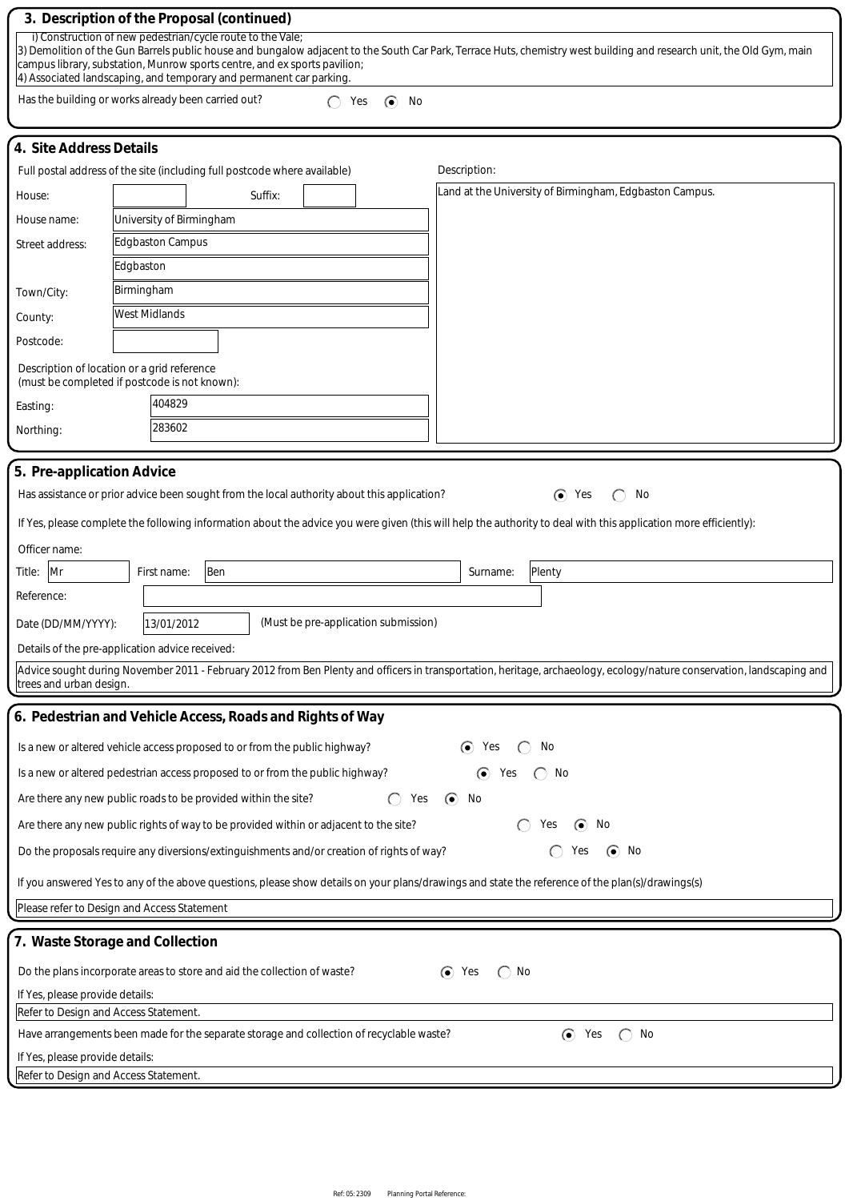## 3. Description of the Proposal (continued)

i) Construction of new pedestrian/cycle route to the Vale;
3) Demolition of the Gun Barrels public house and bungalow adjacent to the South Car Park, Terrace Huts, chemistry west building and research unit, the Old Gym, main campus library, substation, Munrow sports centre, and ex sports pavilion;
4) Associated landscaping, and temporary and permanent car parking.

Has the building or works already been carried out? ○ Yes ● No

## 4. Site Address Details

Full postal address of the site (including full postcode where available)

| | |
|---|---|
| House: | Suffix: |
| House name: | University of Birmingham |
| Street address: | Edgbaston Campus |
| | Edgbaston |
| Town/City: | Birmingham |
| County: | West Midlands |
| Postcode: | |

Description of location or a grid reference (must be completed if postcode is not known):

Easting: 404829

Northing: 283602

Description:

Land at the University of Birmingham, Edgbaston Campus.

## 5. Pre-application Advice

Has assistance or prior advice been sought from the local authority about this application? ● Yes ○ No

If Yes, please complete the following information about the advice you were given (this will help the authority to deal with this application more efficiently):

Officer name:

Title: Mr First name: Ben Surname: Plenty

Reference:

Date (DD/MM/YYYY): 13/01/2012 (Must be pre-application submission)

Details of the pre-application advice received:

Advice sought during November 2011 - February 2012 from Ben Plenty and officers in transportation, heritage, archaeology, ecology/nature conservation, landscaping and trees and urban design.

## 6. Pedestrian and Vehicle Access, Roads and Rights of Way

Is a new or altered vehicle access proposed to or from the public highway? ● Yes ○ No

Is a new or altered pedestrian access proposed to or from the public highway? ● Yes ○ No

Are there any new public roads to be provided within the site? ○ Yes ● No

Are there any new public rights of way to be provided within or adjacent to the site? ○ Yes ● No

Do the proposals require any diversions/extinguishments and/or creation of rights of way? ○ Yes ● No

If you answered Yes to any of the above questions, please show details on your plans/drawings and state the reference of the plan(s)/drawings(s)

Please refer to Design and Access Statement

## 7. Waste Storage and Collection

Do the plans incorporate areas to store and aid the collection of waste? ● Yes ○ No

If Yes, please provide details:

Refer to Design and Access Statement.

Have arrangements been made for the separate storage and collection of recyclable waste? ● Yes ○ No

If Yes, please provide details:

Refer to Design and Access Statement.

Ref: 05: 2309 Planning Portal Reference: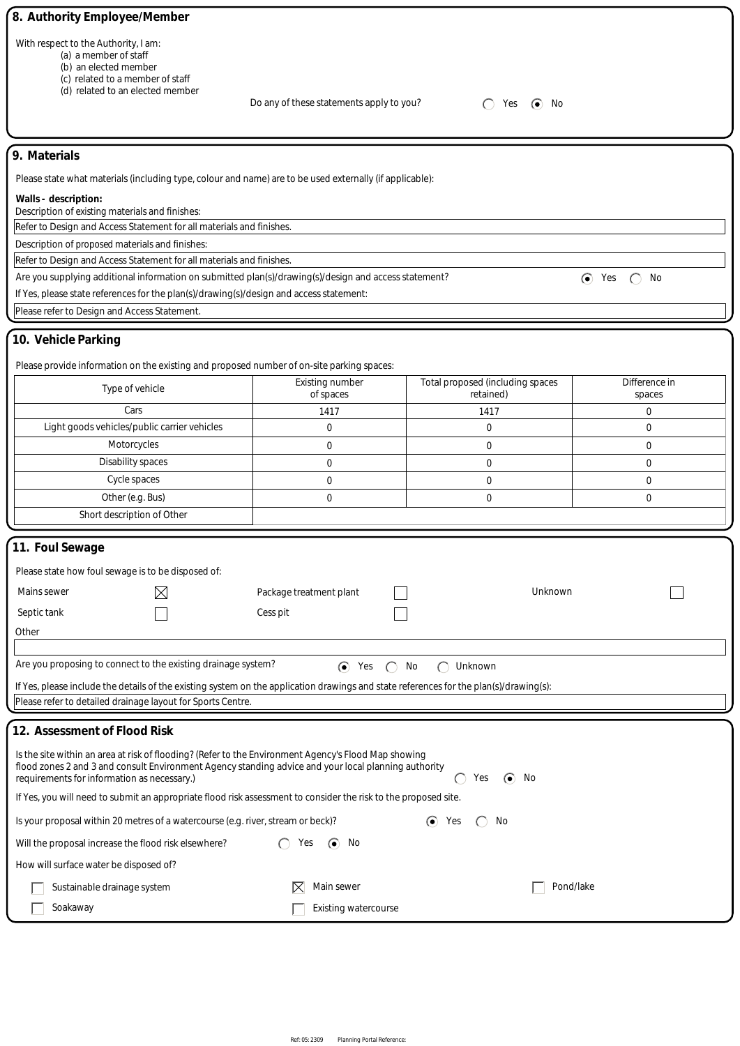## 8. Authority Employee/Member

With respect to the Authority, I am:

(a) a member of staff
(b) an elected member
(c) related to a member of staff
(d) related to an elected member

Do any of these statements apply to you? ○ Yes ◉ No

## 9. Materials

Please state what materials (including type, colour and name) are to be used externally (if applicable):

**Walls - description:**

Description of existing materials and finishes:

Refer to Design and Access Statement for all materials and finishes.

Description of proposed materials and finishes:

Refer to Design and Access Statement for all materials and finishes.

Are you supplying additional information on submitted plan(s)/drawing(s)/design and access statement? ◉ Yes ○ No

If Yes, please state references for the plan(s)/drawing(s)/design and access statement:

Please refer to Design and Access Statement.

## 10. Vehicle Parking

Please provide information on the existing and proposed number of on-site parking spaces:

| Type of vehicle | Existing number of spaces | Total proposed (including spaces retained) | Difference in spaces |
|---|---|---|---|
| Cars | 1417 | 1417 | 0 |
| Light goods vehicles/public carrier vehicles | 0 | 0 | 0 |
| Motorcycles | 0 | 0 | 0 |
| Disability spaces | 0 | 0 | 0 |
| Cycle spaces | 0 | 0 | 0 |
| Other (e.g. Bus) | 0 | 0 | 0 |
| Short description of Other | | | |

## 11. Foul Sewage

Please state how foul sewage is to be disposed of:

- [x] Mains sewer
- [ ] Septic tank
- [ ] Package treatment plant
- [ ] Cess pit
- [ ] Unknown

Other

Are you proposing to connect to the existing drainage system? ◉ Yes ○ No ○ Unknown

If Yes, please include the details of the existing system on the application drawings and state references for the plan(s)/drawing(s):

Please refer to detailed drainage layout for Sports Centre.

## 12. Assessment of Flood Risk

Is the site within an area at risk of flooding? (Refer to the Environment Agency's Flood Map showing flood zones 2 and 3 and consult Environment Agency standing advice and your local planning authority requirements for information as necessary.) ○ Yes ◉ No

If Yes, you will need to submit an appropriate flood risk assessment to consider the risk to the proposed site.

Is your proposal within 20 metres of a watercourse (e.g. river, stream or beck)? ◉ Yes ○ No

Will the proposal increase the flood risk elsewhere? ○ Yes ◉ No

How will surface water be disposed of?

- [ ] Sustainable drainage system
- [ ] Soakaway
- [x] Main sewer
- [ ] Existing watercourse
- [ ] Pond/lake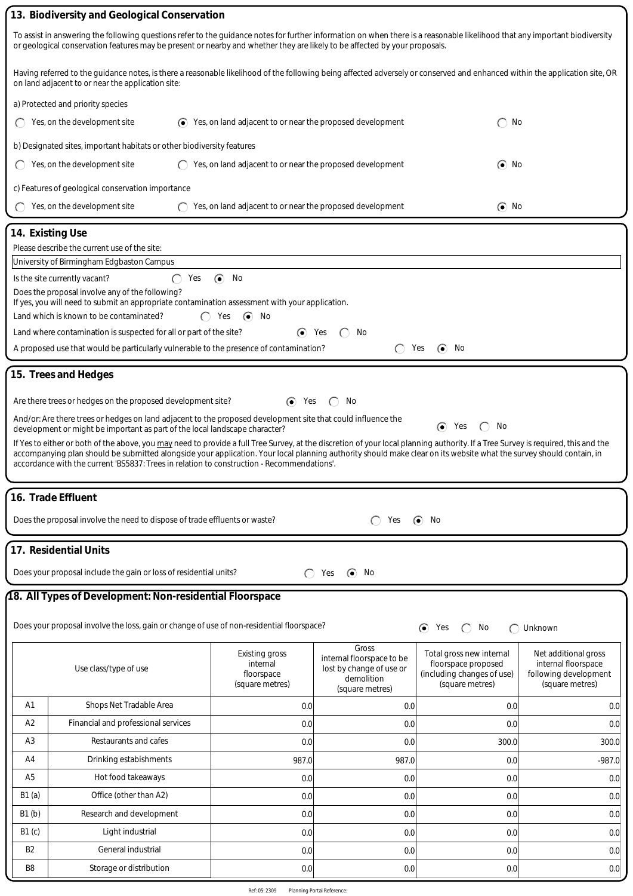## 13. Biodiversity and Geological Conservation

To assist in answering the following questions refer to the guidance notes for further information on when there is a reasonable likelihood that any important biodiversity or geological conservation features may be present or nearby and whether they are likely to be affected by your proposals.

Having referred to the guidance notes, is there a reasonable likelihood of the following being affected adversely or conserved and enhanced within the application site, OR on land adjacent to or near the application site:

a) Protected and priority species

- ○ Yes, on the development site
- ◉ Yes, on land adjacent to or near the proposed development
- ○ No

b) Designated sites, important habitats or other biodiversity features

- ○ Yes, on the development site
- ○ Yes, on land adjacent to or near the proposed development
- ◉ No

c) Features of geological conservation importance

- ○ Yes, on the development site
- ○ Yes, on land adjacent to or near the proposed development
- ◉ No

## 14. Existing Use

Please describe the current use of the site:

University of Birmingham Edgbaston Campus

Is the site currently vacant? ○ Yes ◉ No

Does the proposal involve any of the following?
If yes, you will need to submit an appropriate contamination assessment with your application.

Land which is known to be contaminated? ○ Yes ◉ No

Land where contamination is suspected for all or part of the site? ◉ Yes ○ No

A proposed use that would be particularly vulnerable to the presence of contamination? ○ Yes ◉ No

## 15. Trees and Hedges

Are there trees or hedges on the proposed development site? ◉ Yes ○ No

And/or: Are there trees or hedges on land adjacent to the proposed development site that could influence the development or might be important as part of the local landscape character? ◉ Yes ○ No

If Yes to either or both of the above, you may need to provide a full Tree Survey, at the discretion of your local planning authority. If a Tree Survey is required, this and the accompanying plan should be submitted alongside your application. Your local planning authority should make clear on its website what the survey should contain, in accordance with the current 'BS5837: Trees in relation to construction - Recommendations'.

## 16. Trade Effluent

Does the proposal involve the need to dispose of trade effluents or waste? ○ Yes ◉ No

## 17. Residential Units

Does your proposal include the gain or loss of residential units? ○ Yes ◉ No

## 18. All Types of Development: Non-residential Floorspace

Does your proposal involve the loss, gain or change of use of non-residential floorspace? ◉ Yes ○ No ○ Unknown

| Use class/type of use | | Existing gross internal floorspace (square metres) | Gross internal floorspace to be lost by change of use or demolition (square metres) | Total gross new internal floorspace proposed (including changes of use) (square metres) | Net additional gross internal floorspace following development (square metres) |
|---|---|---|---|---|---|
| A1 | Shops Net Tradable Area | 0.0 | 0.0 | 0.0 | 0.0 |
| A2 | Financial and professional services | 0.0 | 0.0 | 0.0 | 0.0 |
| A3 | Restaurants and cafes | 0.0 | 0.0 | 300.0 | 300.0 |
| A4 | Drinking estabishments | 987.0 | 987.0 | 0.0 | -987.0 |
| A5 | Hot food takeaways | 0.0 | 0.0 | 0.0 | 0.0 |
| B1 (a) | Office (other than A2) | 0.0 | 0.0 | 0.0 | 0.0 |
| B1 (b) | Research and development | 0.0 | 0.0 | 0.0 | 0.0 |
| B1 (c) | Light industrial | 0.0 | 0.0 | 0.0 | 0.0 |
| B2 | General industrial | 0.0 | 0.0 | 0.0 | 0.0 |
| B8 | Storage or distribution | 0.0 | 0.0 | 0.0 | 0.0 |

Ref: 05: 2309 Planning Portal Reference: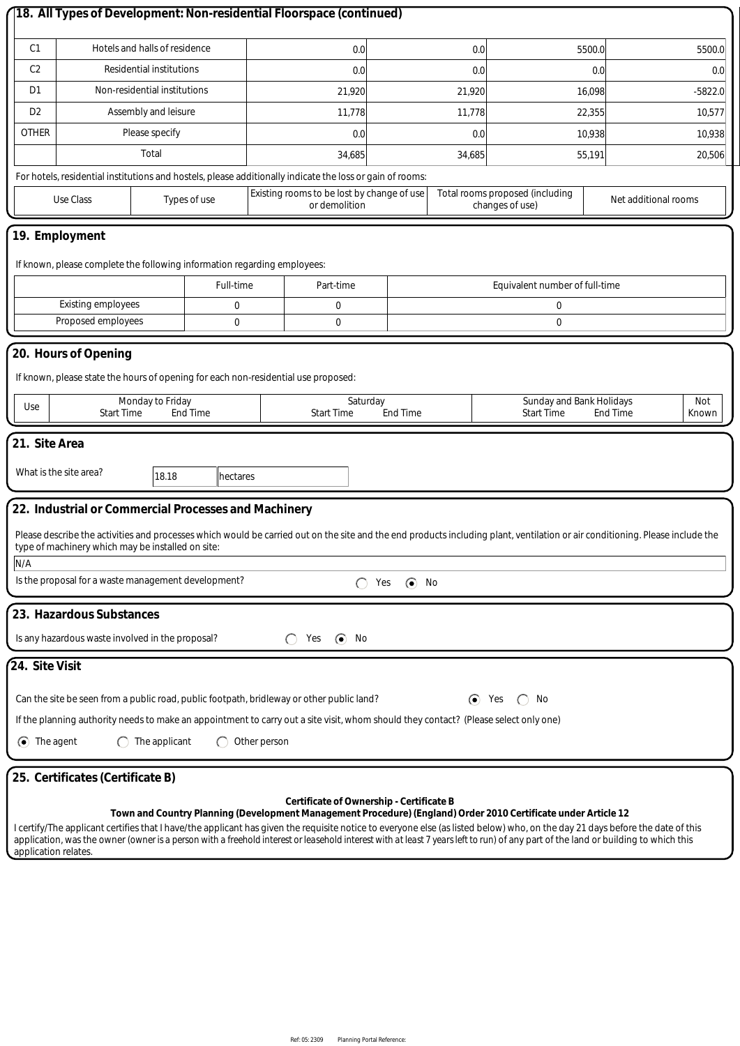## 18. All Types of Development: Non-residential Floorspace (continued)

| | | | | | |
|---|---|---|---|---|---|
| C1 | Hotels and halls of residence | 0.0 | 0.0 | 5500.0 | 5500.0 |
| C2 | Residential institutions | 0.0 | 0.0 | 0.0 | 0.0 |
| D1 | Non-residential institutions | 21,920 | 21,920 | 16,098 | -5822.0 |
| D2 | Assembly and leisure | 11,778 | 11,778 | 22,355 | 10,577 |
| OTHER | Please specify | 0.0 | 0.0 | 10,938 | 10,938 |
| | Total | 34,685 | 34,685 | 55,191 | 20,506 |

For hotels, residential institutions and hostels, please additionally indicate the loss or gain of rooms:

| Use Class | Types of use | Existing rooms to be lost by change of use or demolition | Total rooms proposed (including changes of use) | Net additional rooms |
|---|---|---|---|---|

## 19. Employment

If known, please complete the following information regarding employees:

| | Full-time | Part-time | Equivalent number of full-time |
|---|---|---|---|
| Existing employees | 0 | 0 | 0 |
| Proposed employees | 0 | 0 | 0 |

## 20. Hours of Opening

If known, please state the hours of opening for each non-residential use proposed:

| Use | Monday to Friday Start Time | Monday to Friday End Time | Saturday Start Time | Saturday End Time | Sunday and Bank Holidays Start Time | Sunday and Bank Holidays End Time | Not Known |
|---|---|---|---|---|---|---|---|

## 21. Site Area

What is the site area? 18.18 hectares

## 22. Industrial or Commercial Processes and Machinery

Please describe the activities and processes which would be carried out on the site and the end products including plant, ventilation or air conditioning. Please include the type of machinery which may be installed on site:

N/A

Is the proposal for a waste management development? ( ) Yes (•) No

## 23. Hazardous Substances

Is any hazardous waste involved in the proposal? ( ) Yes (•) No

## 24. Site Visit

Can the site be seen from a public road, public footpath, bridleway or other public land? (•) Yes ( ) No

If the planning authority needs to make an appointment to carry out a site visit, whom should they contact? (Please select only one)

(•) The agent ( ) The applicant ( ) Other person

## 25. Certificates (Certificate B)

**Certificate of Ownership - Certificate B**
**Town and Country Planning (Development Management Procedure) (England) Order 2010 Certificate under Article 12**

I certify/The applicant certifies that I have/the applicant has given the requisite notice to everyone else (as listed below) who, on the day 21 days before the date of this application, was the owner (owner is a person with a freehold interest or leasehold interest with at least 7 years left to run) of any part of the land or building to which this application relates.

Ref: 05: 2309 Planning Portal Reference: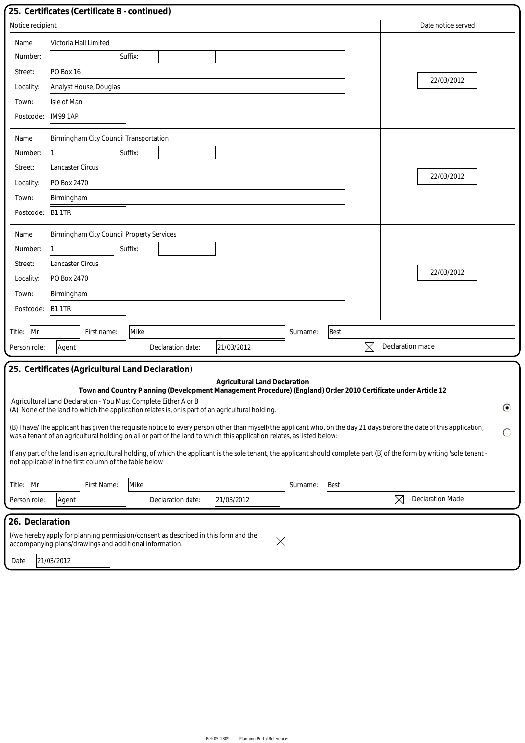## 25. Certificates (Certificate B - continued)

| Notice recipient | Date notice served |
|---|---|
| Name: Victoria Hall Limited<br>Number: Suffix:<br>Street: PO Box 16<br>Locality: Analyst House, Douglas<br>Town: Isle of Man<br>Postcode: IM99 1AP | 22/03/2012 |
| Name: Birmingham City Council Transportation<br>Number: 1 Suffix:<br>Street: Lancaster Circus<br>Locality: PO Box 2470<br>Town: Birmingham<br>Postcode: B1 1TR | 22/03/2012 |
| Name: Birmingham City Council Property Services<br>Number: 1 Suffix:<br>Street: Lancaster Circus<br>Locality: PO Box 2470<br>Town: Birmingham<br>Postcode: B1 1TR | 22/03/2012 |

Title: Mr First name: Mike Surname: Best

Person role: Agent Declaration date: 21/03/2012 ☒ Declaration made

## 25. Certificates (Agricultural Land Declaration)

**Agricultural Land Declaration**

**Town and Country Planning (Development Management Procedure) (England) Order 2010 Certificate under Article 12**

Agricultural Land Declaration - You Must Complete Either A or B

(A) None of the land to which the application relates is, or is part of an agricultural holding. ◉

(B) I have/The applicant has given the requisite notice to every person other than myself/the applicant who, on the day 21 days before the date of this application, was a tenant of an agricultural holding on all or part of the land to which this application relates, as listed below: ○

If any part of the land is an agricultural holding, of which the applicant is the sole tenant, the applicant should complete part (B) of the form by writing 'sole tenant - not applicable' in the first column of the table below

Title: Mr First Name: Mike Surname: Best

Person role: Agent Declaration date: 21/03/2012 ☒ Declaration Made

## 26. Declaration

I/we hereby apply for planning permission/consent as described in this form and the accompanying plans/drawings and additional information. ☒

Date: 21/03/2012

Ref: 05: 2309 Planning Portal Reference: